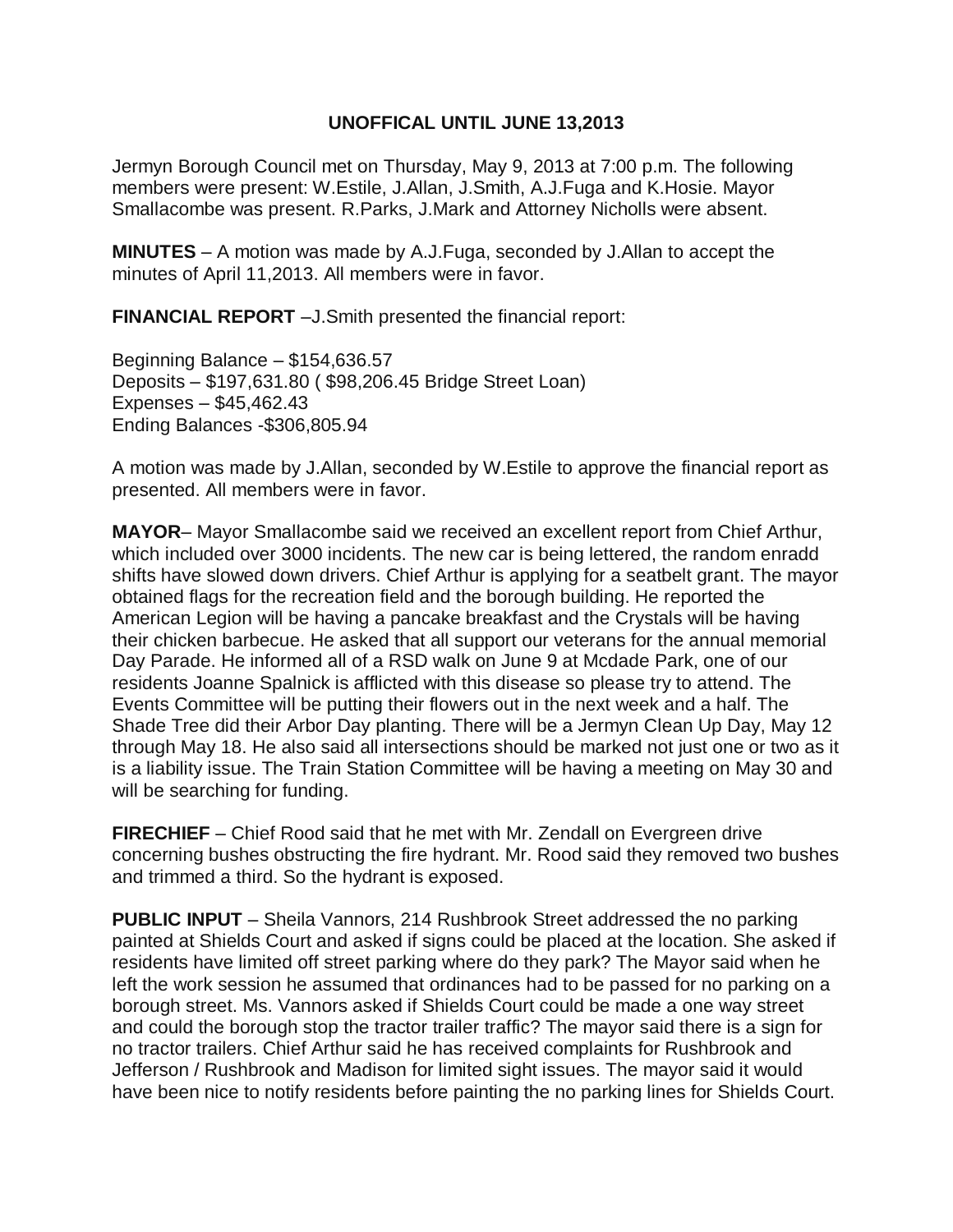**UNOFFICAL UNTIL JUNE 13,2013**

Jermyn Borough Council met on Thursday, May 9, 2013 at 7:00 p.m. The following members were present: W.Estile, J.Allan, J.Smith, A.J.Fuga and K.Hosie. Mayor Smallacombe was present. R.Parks, J.Mark and Attorney Nicholls were absent.

**MINUTES** – A motion was made by A.J.Fuga, seconded by J.Allan to accept the minutes of April 11,2013. All members were in favor.

**FINANCIAL REPORT** –J.Smith presented the financial report:

Beginning Balance – $154,636.57
Deposits – $197,631.80 ( $98,206.45 Bridge Street Loan)
Expenses – $45,462.43
Ending Balances -$306,805.94

A motion was made by J.Allan, seconded by W.Estile to approve the financial report as presented. All members were in favor.

**MAYOR**– Mayor Smallacombe said we received an excellent report from Chief Arthur, which included over 3000 incidents. The new car is being lettered, the random enradd shifts have slowed down drivers. Chief Arthur is applying for a seatbelt grant. The mayor obtained flags for the recreation field and the borough building. He reported the American Legion will be having a pancake breakfast and the Crystals will be having their chicken barbecue. He asked that all support our veterans for the annual memorial Day Parade. He informed all of a RSD walk on June 9 at Mcdade Park, one of our residents Joanne Spalnick is afflicted with this disease so please try to attend. The Events Committee will be putting their flowers out in the next week and a half. The Shade Tree did their Arbor Day planting. There will be a Jermyn Clean Up Day, May 12 through May 18. He also said all intersections should be marked not just one or two as it is a liability issue. The Train Station Committee will be having a meeting on May 30 and will be searching for funding.

**FIRECHIEF** – Chief Rood said that he met with Mr. Zendall on Evergreen drive concerning bushes obstructing the fire hydrant. Mr. Rood said they removed two bushes and trimmed a third. So the hydrant is exposed.

**PUBLIC INPUT** – Sheila Vannors, 214 Rushbrook Street addressed the no parking painted at Shields Court and asked if signs could be placed at the location. She asked if residents have limited off street parking where do they park? The Mayor said when he left the work session he assumed that ordinances had to be passed for no parking on a borough street. Ms. Vannors asked if Shields Court could be made a one way street and could the borough stop the tractor trailer traffic? The mayor said there is a sign for no tractor trailers. Chief Arthur said he has received complaints for Rushbrook and Jefferson / Rushbrook and Madison for limited sight issues. The mayor said it would have been nice to notify residents before painting the no parking lines for Shields Court.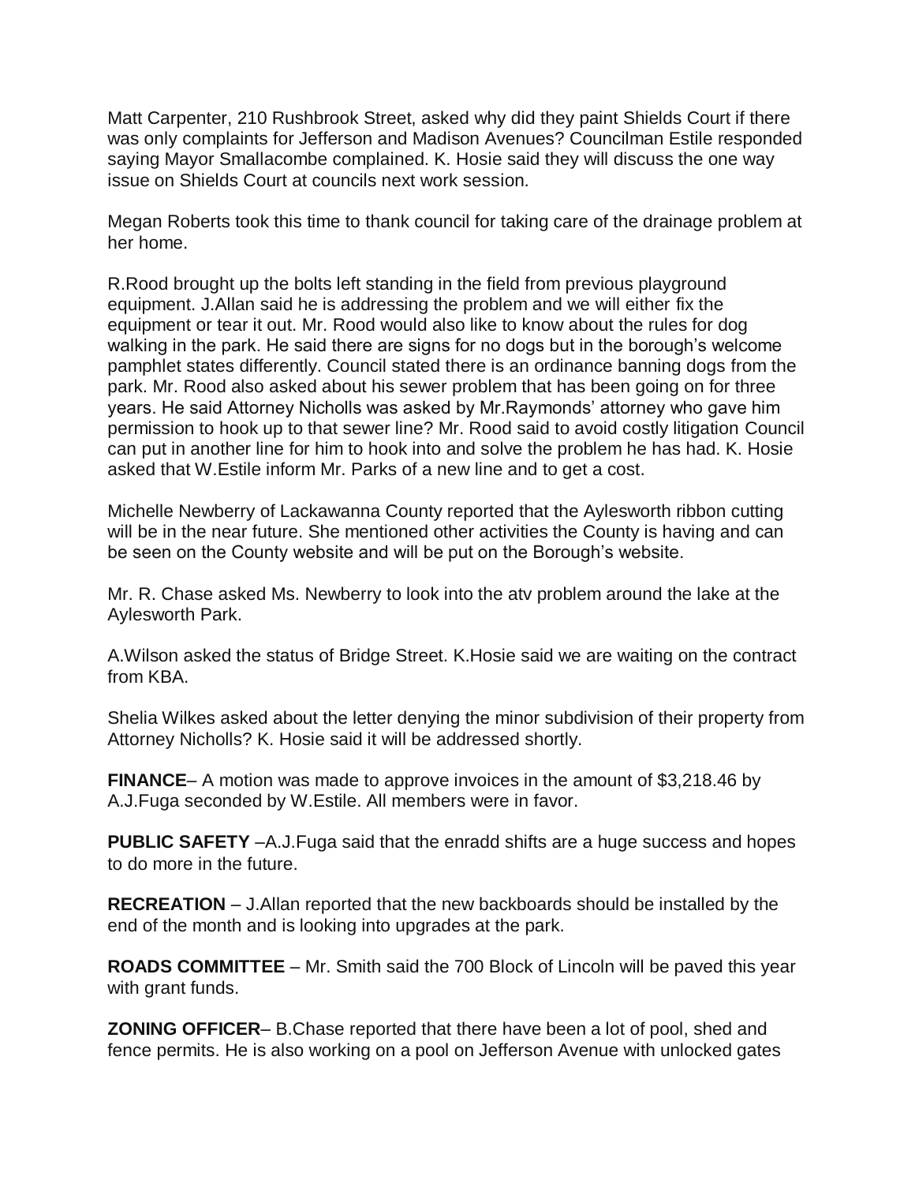Matt Carpenter, 210 Rushbrook Street, asked why did they paint Shields Court if there was only complaints for Jefferson and Madison Avenues? Councilman Estile responded saying Mayor Smallacombe complained. K. Hosie said they will discuss the one way issue on Shields Court at councils next work session.

Megan Roberts took this time to thank council for taking care of the drainage problem at her home.

R.Rood brought up the bolts left standing in the field from previous playground equipment. J.Allan said he is addressing the problem and we will either fix the equipment or tear it out. Mr. Rood would also like to know about the rules for dog walking in the park. He said there are signs for no dogs but in the borough's welcome pamphlet states differently. Council stated there is an ordinance banning dogs from the park. Mr. Rood also asked about his sewer problem that has been going on for three years. He said Attorney Nicholls was asked by Mr.Raymonds' attorney who gave him permission to hook up to that sewer line? Mr. Rood said to avoid costly litigation Council can put in another line for him to hook into and solve the problem he has had. K. Hosie asked that W.Estile inform Mr. Parks of a new line and to get a cost.

Michelle Newberry of Lackawanna County reported that the Aylesworth ribbon cutting will be in the near future. She mentioned other activities the County is having and can be seen on the County website and will be put on the Borough's website.

Mr. R. Chase asked Ms. Newberry to look into the atv problem around the lake at the Aylesworth Park.

A.Wilson asked the status of Bridge Street. K.Hosie said we are waiting on the contract from KBA.

Shelia Wilkes asked about the letter denying the minor subdivision of their property from Attorney Nicholls? K. Hosie said it will be addressed shortly.

**FINANCE**– A motion was made to approve invoices in the amount of $3,218.46 by A.J.Fuga seconded by W.Estile. All members were in favor.

**PUBLIC SAFETY** –A.J.Fuga said that the enradd shifts are a huge success and hopes to do more in the future.

**RECREATION** – J.Allan reported that the new backboards should be installed by the end of the month and is looking into upgrades at the park.

**ROADS COMMITTEE** – Mr. Smith said the 700 Block of Lincoln will be paved this year with grant funds.

**ZONING OFFICER**– B.Chase reported that there have been a lot of pool, shed and fence permits. He is also working on a pool on Jefferson Avenue with unlocked gates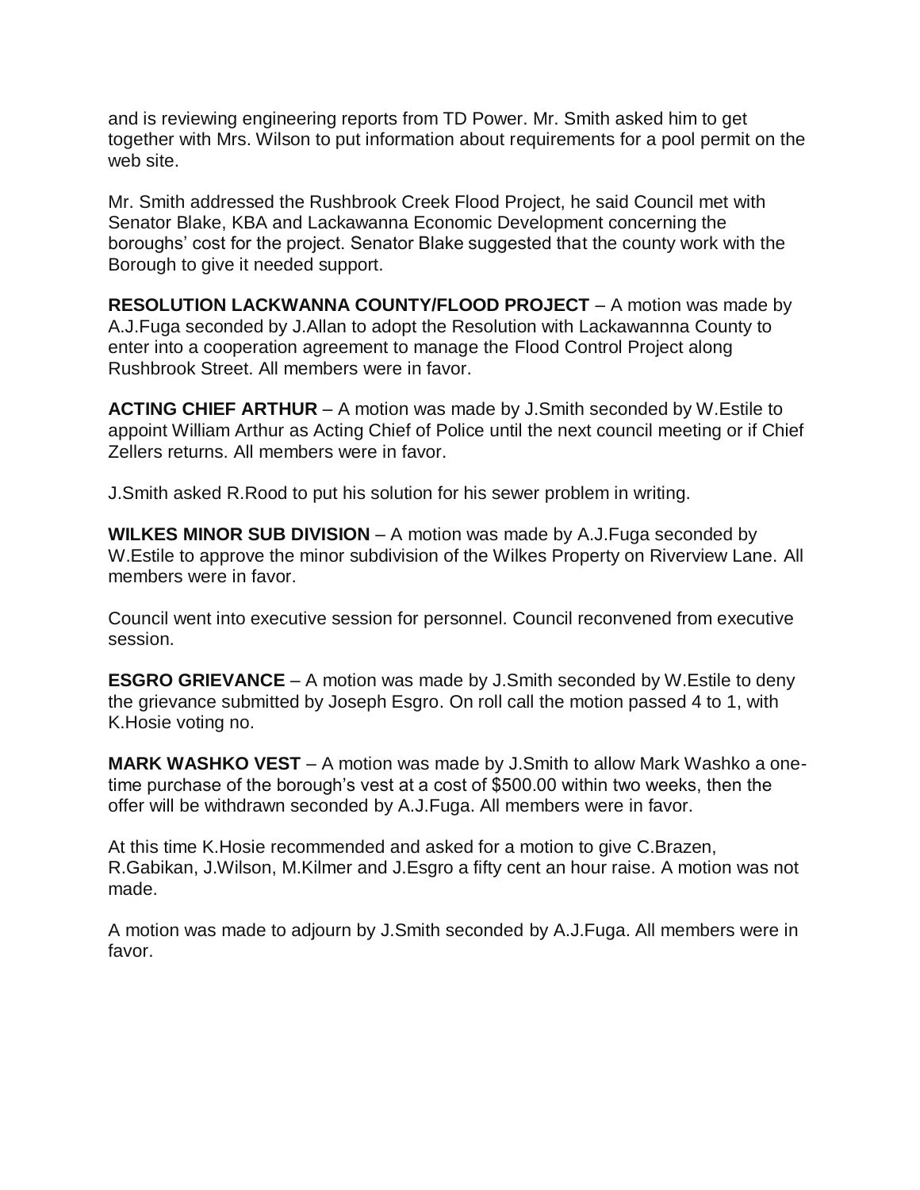and is reviewing engineering reports from TD Power. Mr. Smith asked him to get together with Mrs. Wilson to put information about requirements for a pool permit on the web site.

Mr. Smith addressed the Rushbrook Creek Flood Project, he said Council met with Senator Blake, KBA and Lackawanna Economic Development concerning the boroughs' cost for the project. Senator Blake suggested that the county work with the Borough to give it needed support.

**RESOLUTION LACKWANNA COUNTY/FLOOD PROJECT** – A motion was made by A.J.Fuga seconded by J.Allan to adopt the Resolution with Lackawannna County to enter into a cooperation agreement to manage the Flood Control Project along Rushbrook Street. All members were in favor.

**ACTING CHIEF ARTHUR** – A motion was made by J.Smith seconded by W.Estile to appoint William Arthur as Acting Chief of Police until the next council meeting or if Chief Zellers returns. All members were in favor.

J.Smith asked R.Rood to put his solution for his sewer problem in writing.

**WILKES MINOR SUB DIVISION** – A motion was made by A.J.Fuga seconded by W.Estile to approve the minor subdivision of the Wilkes Property on Riverview Lane. All members were in favor.

Council went into executive session for personnel. Council reconvened from executive session.

**ESGRO GRIEVANCE** – A motion was made by J.Smith seconded by W.Estile to deny the grievance submitted by Joseph Esgro. On roll call the motion passed 4 to 1, with K.Hosie voting no.

**MARK WASHKO VEST** – A motion was made by J.Smith to allow Mark Washko a one-time purchase of the borough's vest at a cost of $500.00 within two weeks, then the offer will be withdrawn seconded by A.J.Fuga. All members were in favor.

At this time K.Hosie recommended and asked for a motion to give C.Brazen, R.Gabikan, J.Wilson, M.Kilmer and J.Esgro a fifty cent an hour raise. A motion was not made.

A motion was made to adjourn by J.Smith seconded by A.J.Fuga. All members were in favor.